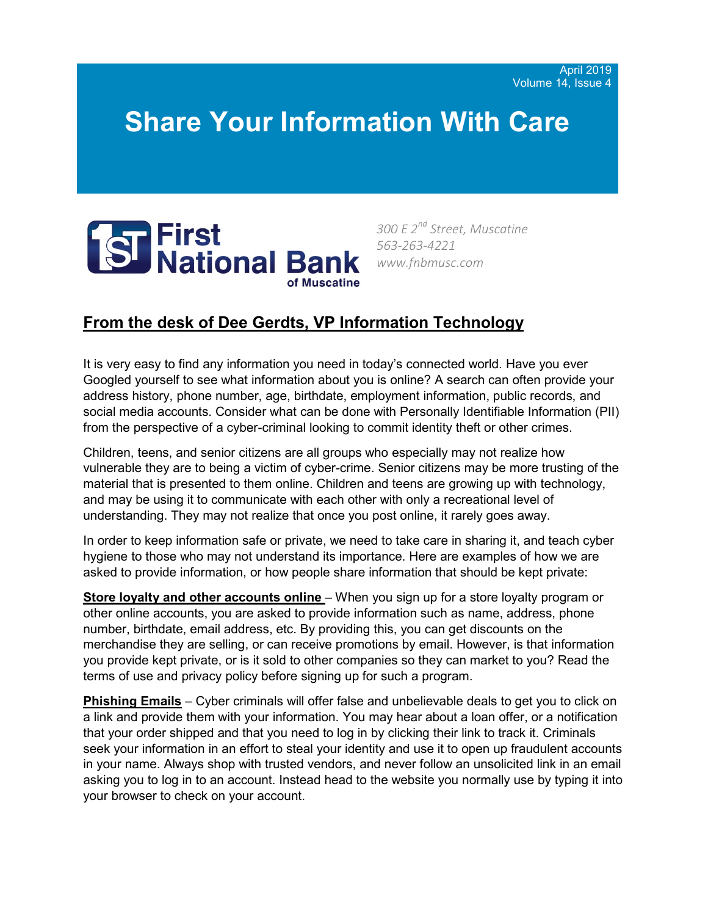April 2019
Volume 14, Issue 4

# Share Your Information With Care

**First National Bank** of Muscatine

*300 E 2nd Street, Muscatine*
*563-263-4221*
*www.fnbmusc.com*

## From the desk of Dee Gerdts, VP Information Technology

It is very easy to find any information you need in today's connected world. Have you ever Googled yourself to see what information about you is online? A search can often provide your address history, phone number, age, birthdate, employment information, public records, and social media accounts. Consider what can be done with Personally Identifiable Information (PII) from the perspective of a cyber-criminal looking to commit identity theft or other crimes.

Children, teens, and senior citizens are all groups who especially may not realize how vulnerable they are to being a victim of cyber-crime. Senior citizens may be more trusting of the material that is presented to them online. Children and teens are growing up with technology, and may be using it to communicate with each other with only a recreational level of understanding. They may not realize that once you post online, it rarely goes away.

In order to keep information safe or private, we need to take care in sharing it, and teach cyber hygiene to those who may not understand its importance. Here are examples of how we are asked to provide information, or how people share information that should be kept private:

**Store loyalty and other accounts online** – When you sign up for a store loyalty program or other online accounts, you are asked to provide information such as name, address, phone number, birthdate, email address, etc. By providing this, you can get discounts on the merchandise they are selling, or can receive promotions by email. However, is that information you provide kept private, or is it sold to other companies so they can market to you? Read the terms of use and privacy policy before signing up for such a program.

**Phishing Emails** – Cyber criminals will offer false and unbelievable deals to get you to click on a link and provide them with your information. You may hear about a loan offer, or a notification that your order shipped and that you need to log in by clicking their link to track it. Criminals seek your information in an effort to steal your identity and use it to open up fraudulent accounts in your name. Always shop with trusted vendors, and never follow an unsolicited link in an email asking you to log in to an account. Instead head to the website you normally use by typing it into your browser to check on your account.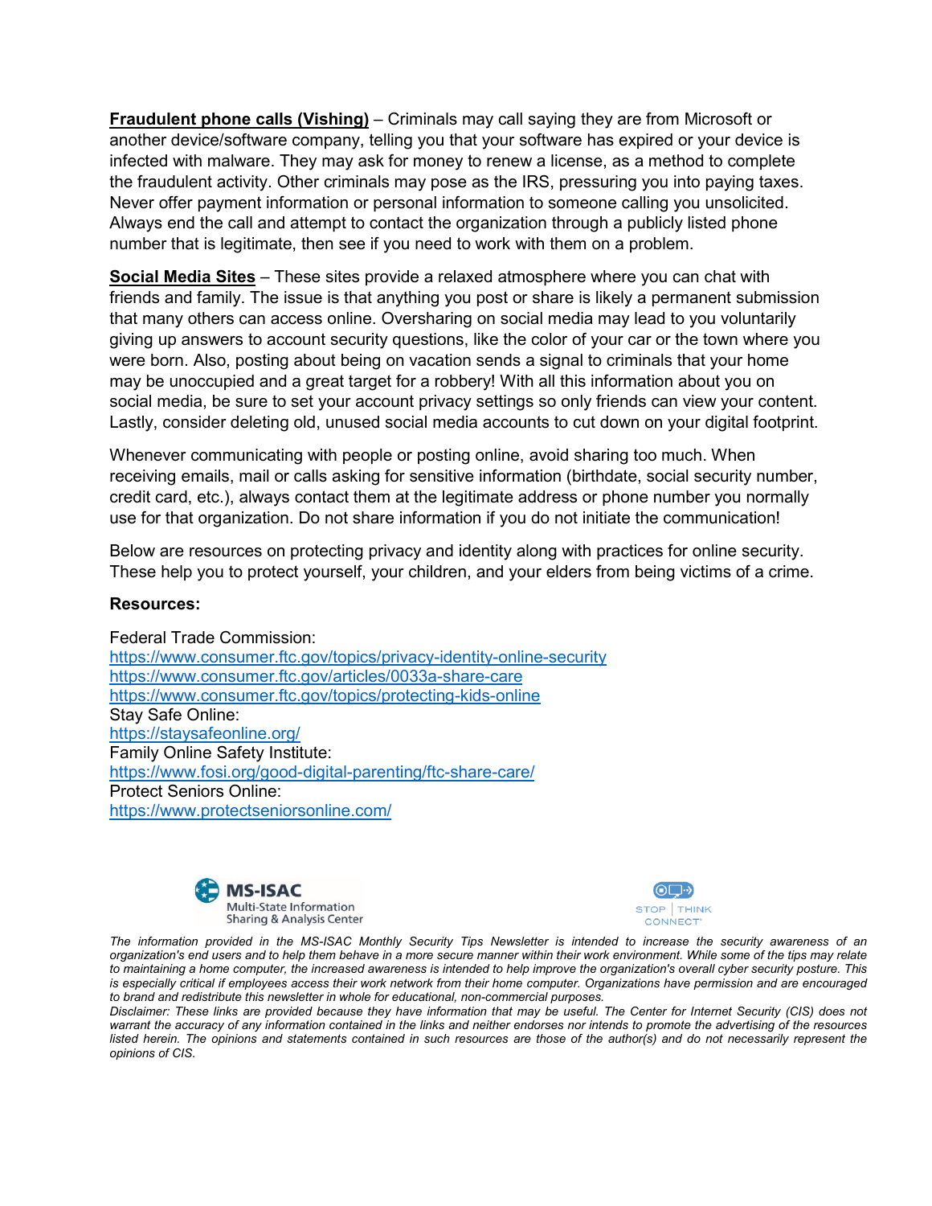**Fraudulent phone calls (Vishing)** – Criminals may call saying they are from Microsoft or another device/software company, telling you that your software has expired or your device is infected with malware. They may ask for money to renew a license, as a method to complete the fraudulent activity. Other criminals may pose as the IRS, pressuring you into paying taxes. Never offer payment information or personal information to someone calling you unsolicited. Always end the call and attempt to contact the organization through a publicly listed phone number that is legitimate, then see if you need to work with them on a problem.

**Social Media Sites** – These sites provide a relaxed atmosphere where you can chat with friends and family. The issue is that anything you post or share is likely a permanent submission that many others can access online. Oversharing on social media may lead to you voluntarily giving up answers to account security questions, like the color of your car or the town where you were born. Also, posting about being on vacation sends a signal to criminals that your home may be unoccupied and a great target for a robbery! With all this information about you on social media, be sure to set your account privacy settings so only friends can view your content. Lastly, consider deleting old, unused social media accounts to cut down on your digital footprint.

Whenever communicating with people or posting online, avoid sharing too much. When receiving emails, mail or calls asking for sensitive information (birthdate, social security number, credit card, etc.), always contact them at the legitimate address or phone number you normally use for that organization. Do not share information if you do not initiate the communication!

Below are resources on protecting privacy and identity along with practices for online security. These help you to protect yourself, your children, and your elders from being victims of a crime.

**Resources:**

Federal Trade Commission:
https://www.consumer.ftc.gov/topics/privacy-identity-online-security
https://www.consumer.ftc.gov/articles/0033a-share-care
https://www.consumer.ftc.gov/topics/protecting-kids-online
Stay Safe Online:
https://staysafeonline.org/
Family Online Safety Institute:
https://www.fosi.org/good-digital-parenting/ftc-share-care/
Protect Seniors Online:
https://www.protectseniorsonline.com/

MS-ISAC Multi-State Information Sharing & Analysis Center

STOP | THINK CONNECT

*The information provided in the MS-ISAC Monthly Security Tips Newsletter is intended to increase the security awareness of an organization's end users and to help them behave in a more secure manner within their work environment. While some of the tips may relate to maintaining a home computer, the increased awareness is intended to help improve the organization's overall cyber security posture. This is especially critical if employees access their work network from their home computer. Organizations have permission and are encouraged to brand and redistribute this newsletter in whole for educational, non-commercial purposes.*

*Disclaimer: These links are provided because they have information that may be useful. The Center for Internet Security (CIS) does not warrant the accuracy of any information contained in the links and neither endorses nor intends to promote the advertising of the resources listed herein. The opinions and statements contained in such resources are those of the author(s) and do not necessarily represent the opinions of CIS.*